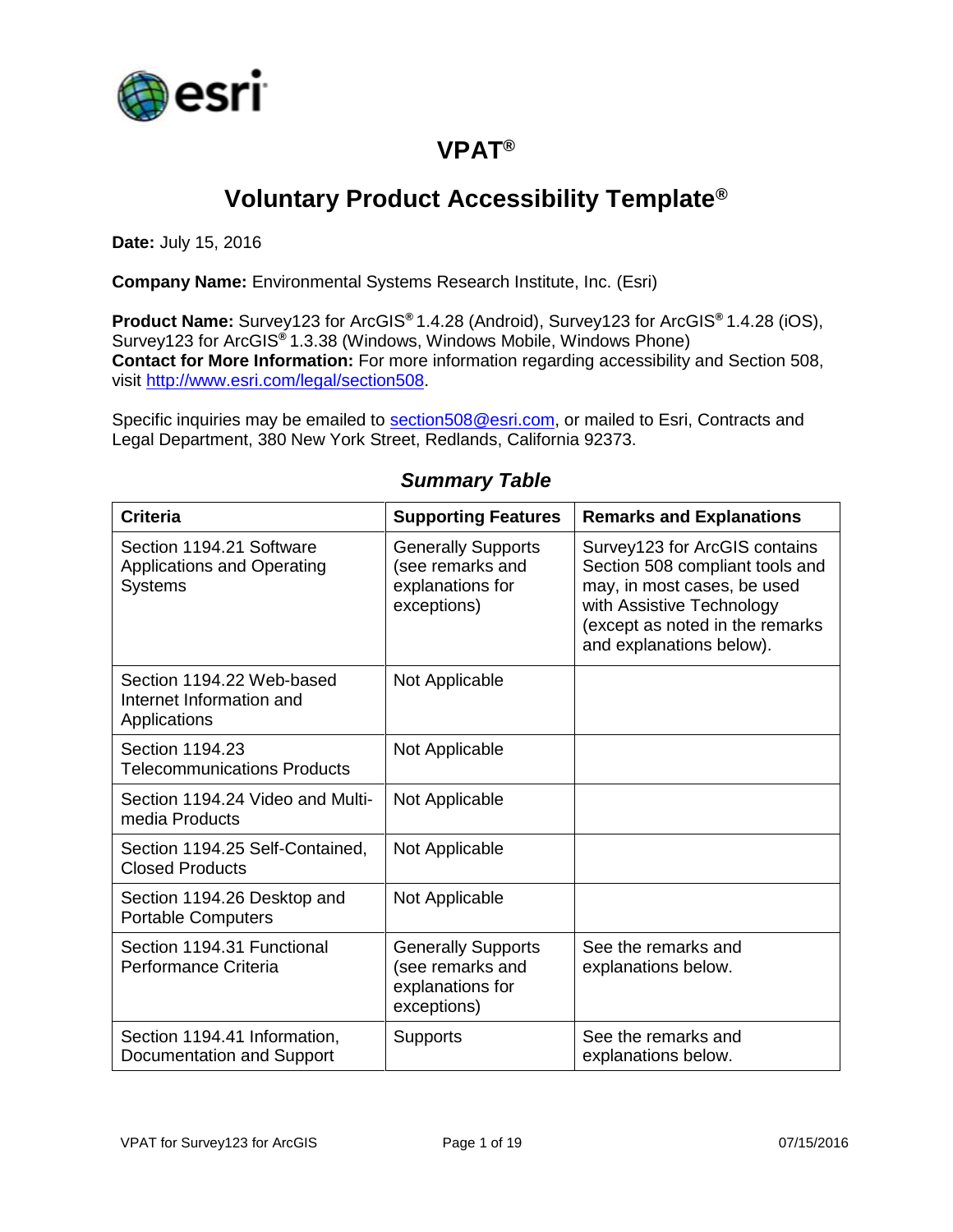# VPAT®

## Voluntary Product Accessibility Template®

**Date:** July 15, 2016

**Company Name:** Environmental Systems Research Institute, Inc. (Esri)

**Product Name:** Survey123 for ArcGIS® 1.4.28 (Android), Survey123 for ArcGIS® 1.4.28 (iOS), Survey123 for ArcGIS® 1.3.38 (Windows, Windows Mobile, Windows Phone)
**Contact for More Information:** For more information regarding accessibility and Section 508, visit http://www.esri.com/legal/section508.

Specific inquiries may be emailed to section508@esri.com, or mailed to Esri, Contracts and Legal Department, 380 New York Street, Redlands, California 92373.

### *Summary Table*

| Criteria | Supporting Features | Remarks and Explanations |
|---|---|---|
| Section 1194.21 Software Applications and Operating Systems | Generally Supports (see remarks and explanations for exceptions) | Survey123 for ArcGIS contains Section 508 compliant tools and may, in most cases, be used with Assistive Technology (except as noted in the remarks and explanations below). |
| Section 1194.22 Web-based Internet Information and Applications | Not Applicable | |
| Section 1194.23 Telecommunications Products | Not Applicable | |
| Section 1194.24 Video and Multi-media Products | Not Applicable | |
| Section 1194.25 Self-Contained, Closed Products | Not Applicable | |
| Section 1194.26 Desktop and Portable Computers | Not Applicable | |
| Section 1194.31 Functional Performance Criteria | Generally Supports (see remarks and explanations for exceptions) | See the remarks and explanations below. |
| Section 1194.41 Information, Documentation and Support | Supports | See the remarks and explanations below. |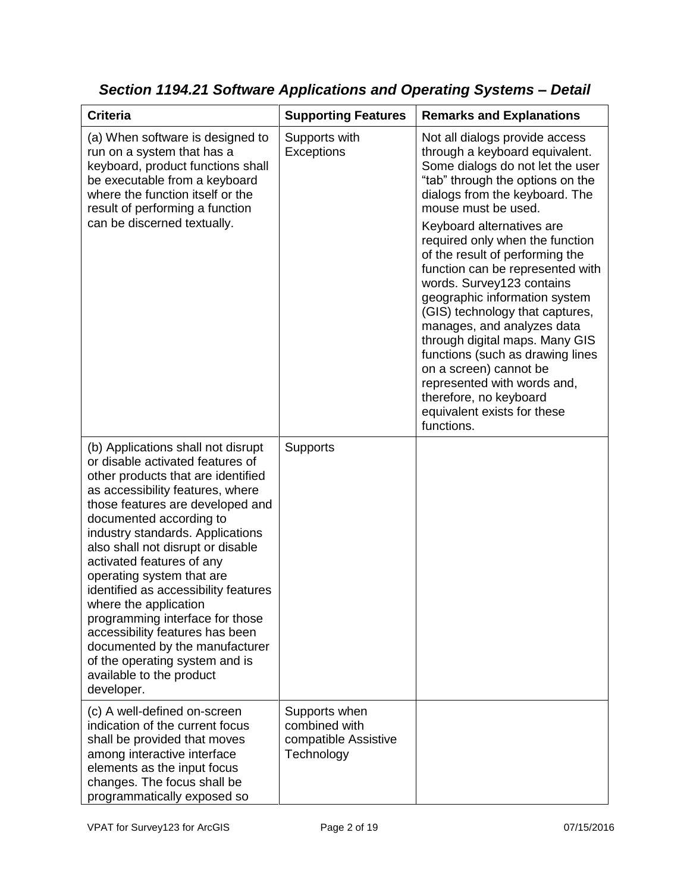## *Section 1194.21 Software Applications and Operating Systems – Detail*

| Criteria | Supporting Features | Remarks and Explanations |
|---|---|---|
| (a) When software is designed to run on a system that has a keyboard, product functions shall be executable from a keyboard where the function itself or the result of performing a function can be discerned textually. | Supports with Exceptions | Not all dialogs provide access through a keyboard equivalent. Some dialogs do not let the user "tab" through the options on the dialogs from the keyboard. The mouse must be used. Keyboard alternatives are required only when the function of the result of performing the function can be represented with words. Survey123 contains geographic information system (GIS) technology that captures, manages, and analyzes data through digital maps. Many GIS functions (such as drawing lines on a screen) cannot be represented with words and, therefore, no keyboard equivalent exists for these functions. |
| (b) Applications shall not disrupt or disable activated features of other products that are identified as accessibility features, where those features are developed and documented according to industry standards. Applications also shall not disrupt or disable activated features of any operating system that are identified as accessibility features where the application programming interface for those accessibility features has been documented by the manufacturer of the operating system and is available to the product developer. | Supports | |
| (c) A well-defined on-screen indication of the current focus shall be provided that moves among interactive interface elements as the input focus changes. The focus shall be programmatically exposed so | Supports when combined with compatible Assistive Technology | |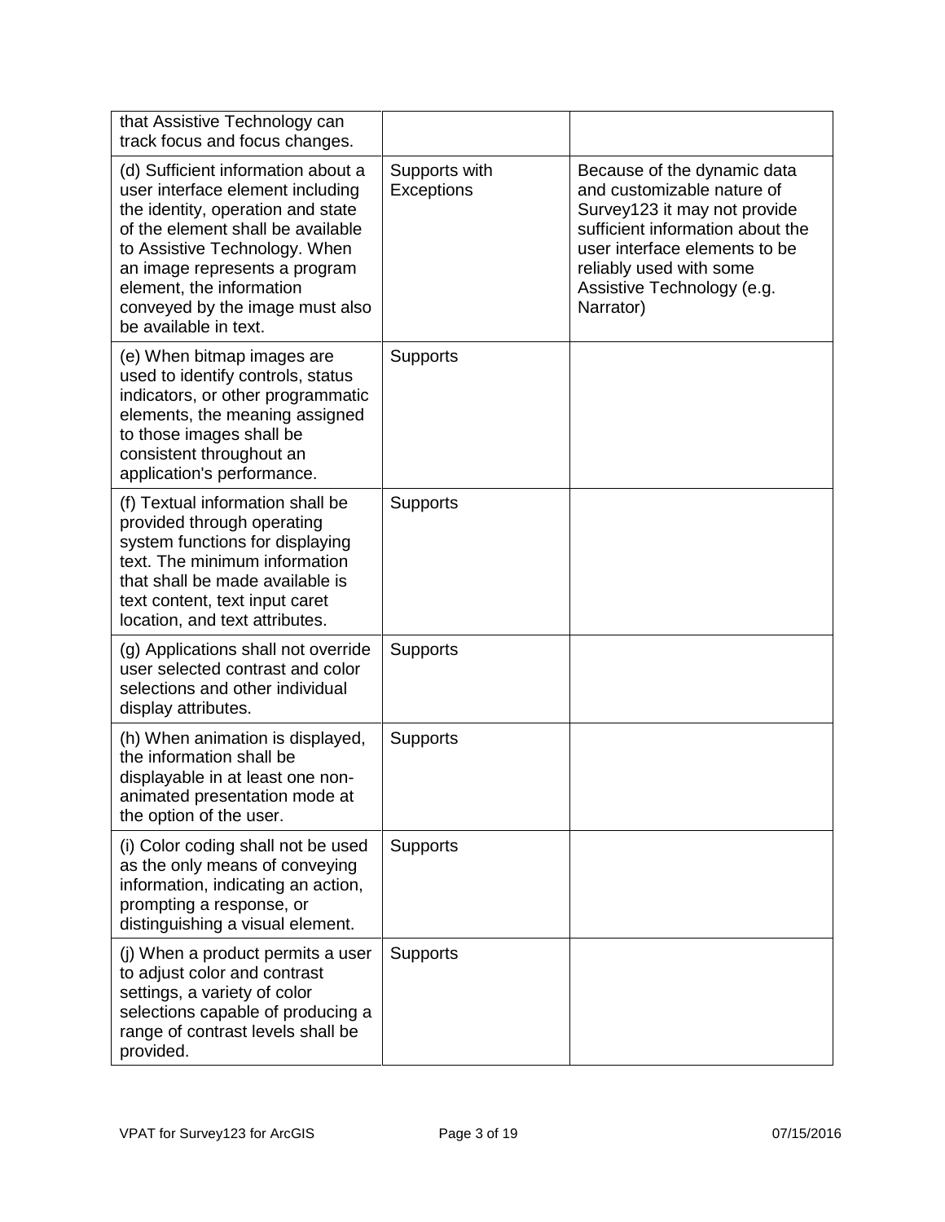| | | |
|---|---|---|
| that Assistive Technology can track focus and focus changes. | | |
| (d) Sufficient information about a user interface element including the identity, operation and state of the element shall be available to Assistive Technology. When an image represents a program element, the information conveyed by the image must also be available in text. | Supports with Exceptions | Because of the dynamic data and customizable nature of Survey123 it may not provide sufficient information about the user interface elements to be reliably used with some Assistive Technology (e.g. Narrator) |
| (e) When bitmap images are used to identify controls, status indicators, or other programmatic elements, the meaning assigned to those images shall be consistent throughout an application's performance. | Supports | |
| (f) Textual information shall be provided through operating system functions for displaying text. The minimum information that shall be made available is text content, text input caret location, and text attributes. | Supports | |
| (g) Applications shall not override user selected contrast and color selections and other individual display attributes. | Supports | |
| (h) When animation is displayed, the information shall be displayable in at least one non-animated presentation mode at the option of the user. | Supports | |
| (i) Color coding shall not be used as the only means of conveying information, indicating an action, prompting a response, or distinguishing a visual element. | Supports | |
| (j) When a product permits a user to adjust color and contrast settings, a variety of color selections capable of producing a range of contrast levels shall be provided. | Supports | |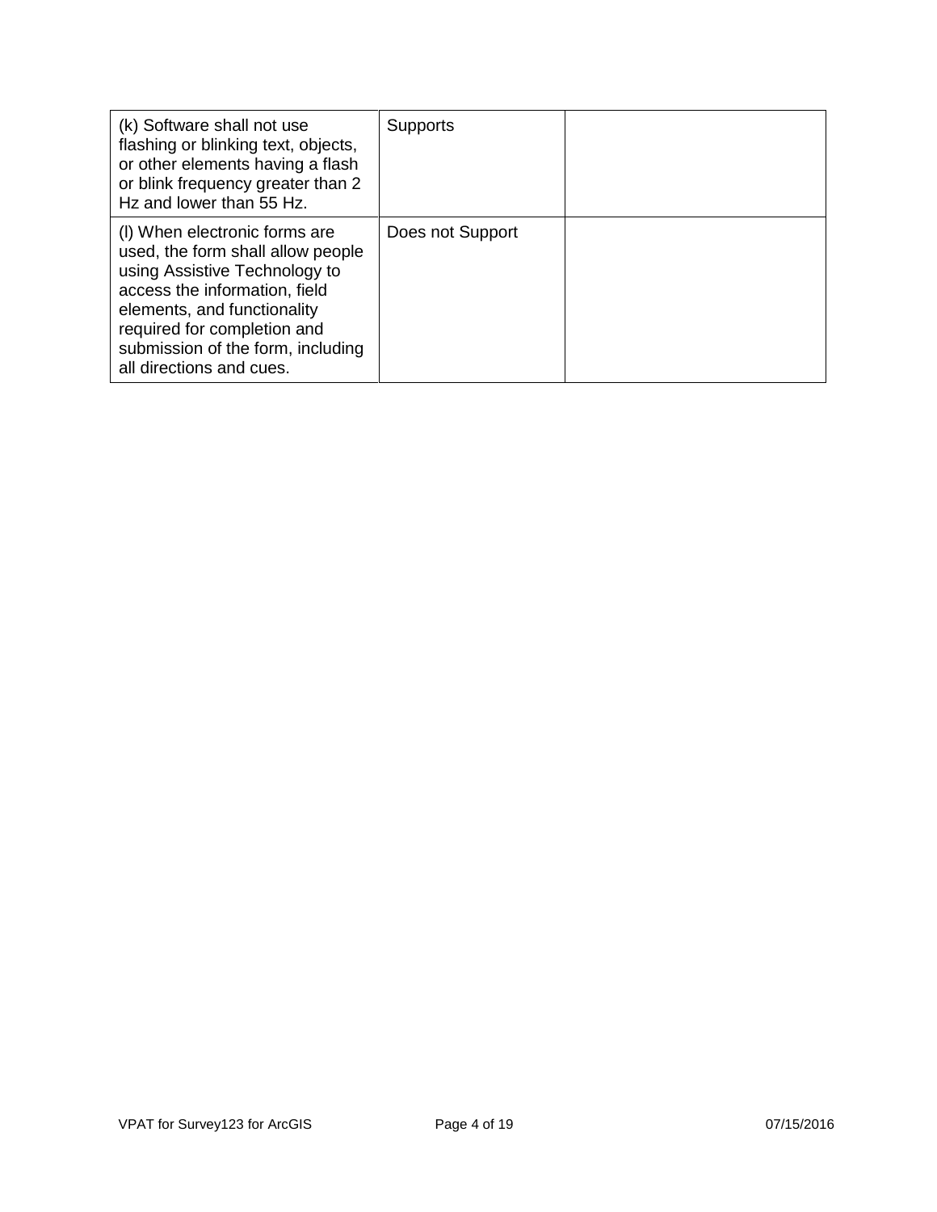| | | |
|---|---|---|
| (k) Software shall not use flashing or blinking text, objects, or other elements having a flash or blink frequency greater than 2 Hz and lower than 55 Hz. | Supports | |
| (l) When electronic forms are used, the form shall allow people using Assistive Technology to access the information, field elements, and functionality required for completion and submission of the form, including all directions and cues. | Does not Support | |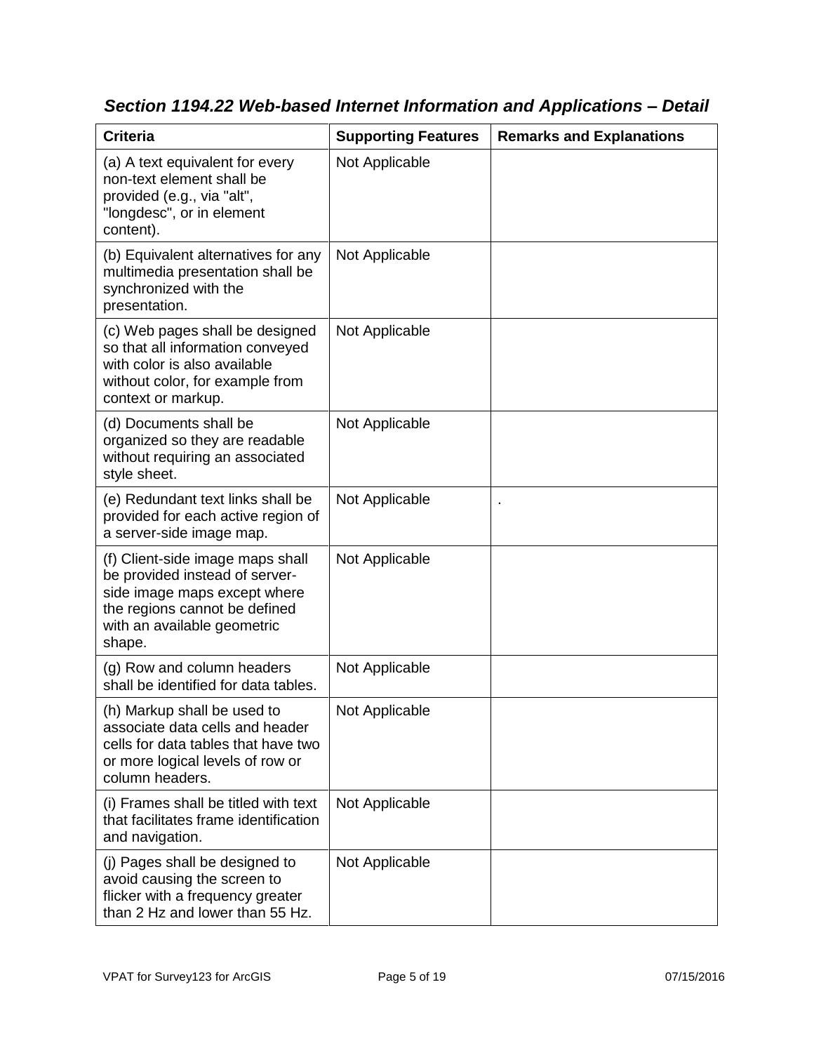### *Section 1194.22 Web-based Internet Information and Applications – Detail*

| Criteria | Supporting Features | Remarks and Explanations |
|---|---|---|
| (a) A text equivalent for every non-text element shall be provided (e.g., via "alt", "longdesc", or in element content). | Not Applicable | |
| (b) Equivalent alternatives for any multimedia presentation shall be synchronized with the presentation. | Not Applicable | |
| (c) Web pages shall be designed so that all information conveyed with color is also available without color, for example from context or markup. | Not Applicable | |
| (d) Documents shall be organized so they are readable without requiring an associated style sheet. | Not Applicable | |
| (e) Redundant text links shall be provided for each active region of a server-side image map. | Not Applicable | . |
| (f) Client-side image maps shall be provided instead of server-side image maps except where the regions cannot be defined with an available geometric shape. | Not Applicable | |
| (g) Row and column headers shall be identified for data tables. | Not Applicable | |
| (h) Markup shall be used to associate data cells and header cells for data tables that have two or more logical levels of row or column headers. | Not Applicable | |
| (i) Frames shall be titled with text that facilitates frame identification and navigation. | Not Applicable | |
| (j) Pages shall be designed to avoid causing the screen to flicker with a frequency greater than 2 Hz and lower than 55 Hz. | Not Applicable | |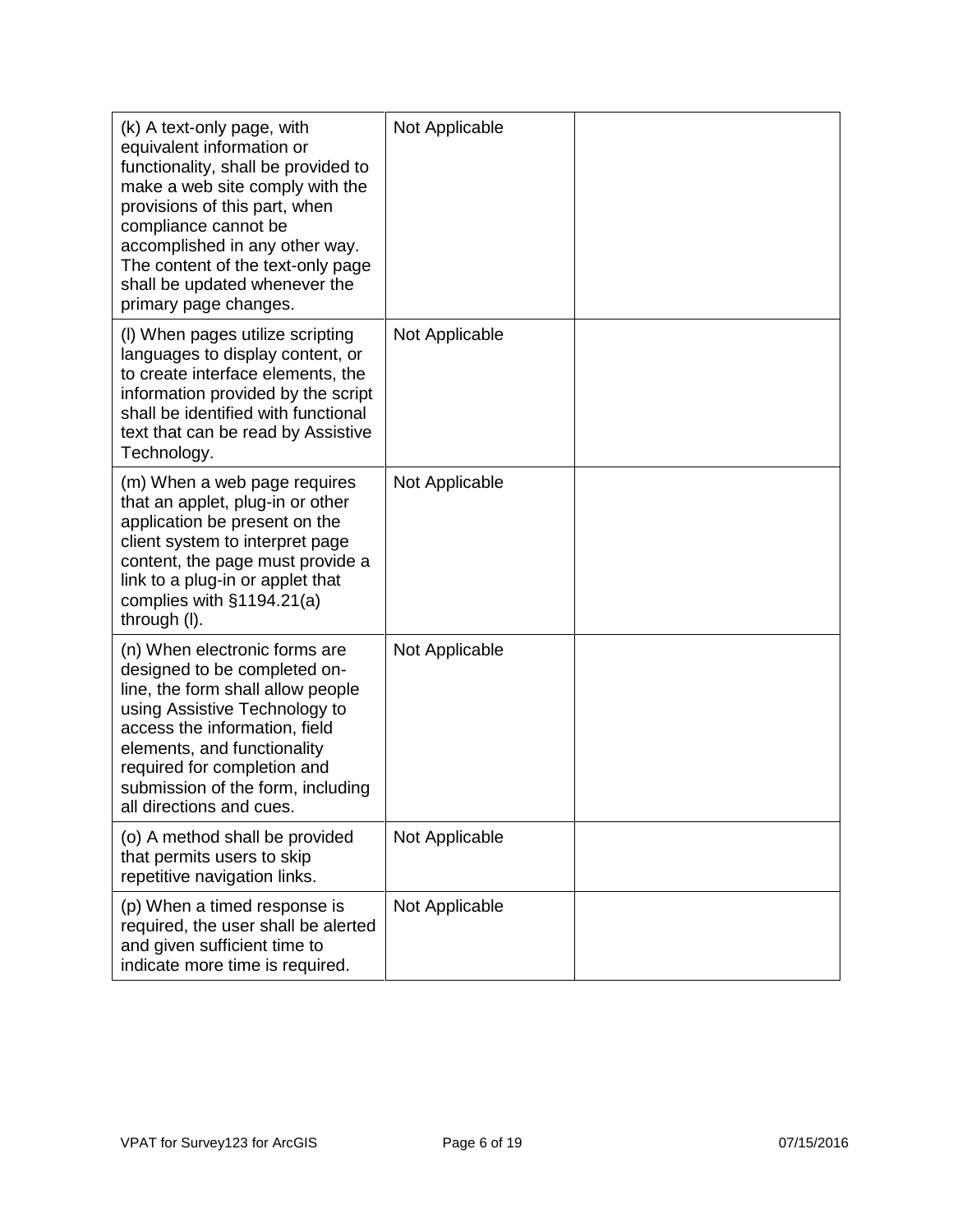| | | |
|---|---|---|
| (k) A text-only page, with equivalent information or functionality, shall be provided to make a web site comply with the provisions of this part, when compliance cannot be accomplished in any other way. The content of the text-only page shall be updated whenever the primary page changes. | Not Applicable | |
| (l) When pages utilize scripting languages to display content, or to create interface elements, the information provided by the script shall be identified with functional text that can be read by Assistive Technology. | Not Applicable | |
| (m) When a web page requires that an applet, plug-in or other application be present on the client system to interpret page content, the page must provide a link to a plug-in or applet that complies with §1194.21(a) through (l). | Not Applicable | |
| (n) When electronic forms are designed to be completed on-line, the form shall allow people using Assistive Technology to access the information, field elements, and functionality required for completion and submission of the form, including all directions and cues. | Not Applicable | |
| (o) A method shall be provided that permits users to skip repetitive navigation links. | Not Applicable | |
| (p) When a timed response is required, the user shall be alerted and given sufficient time to indicate more time is required. | Not Applicable | |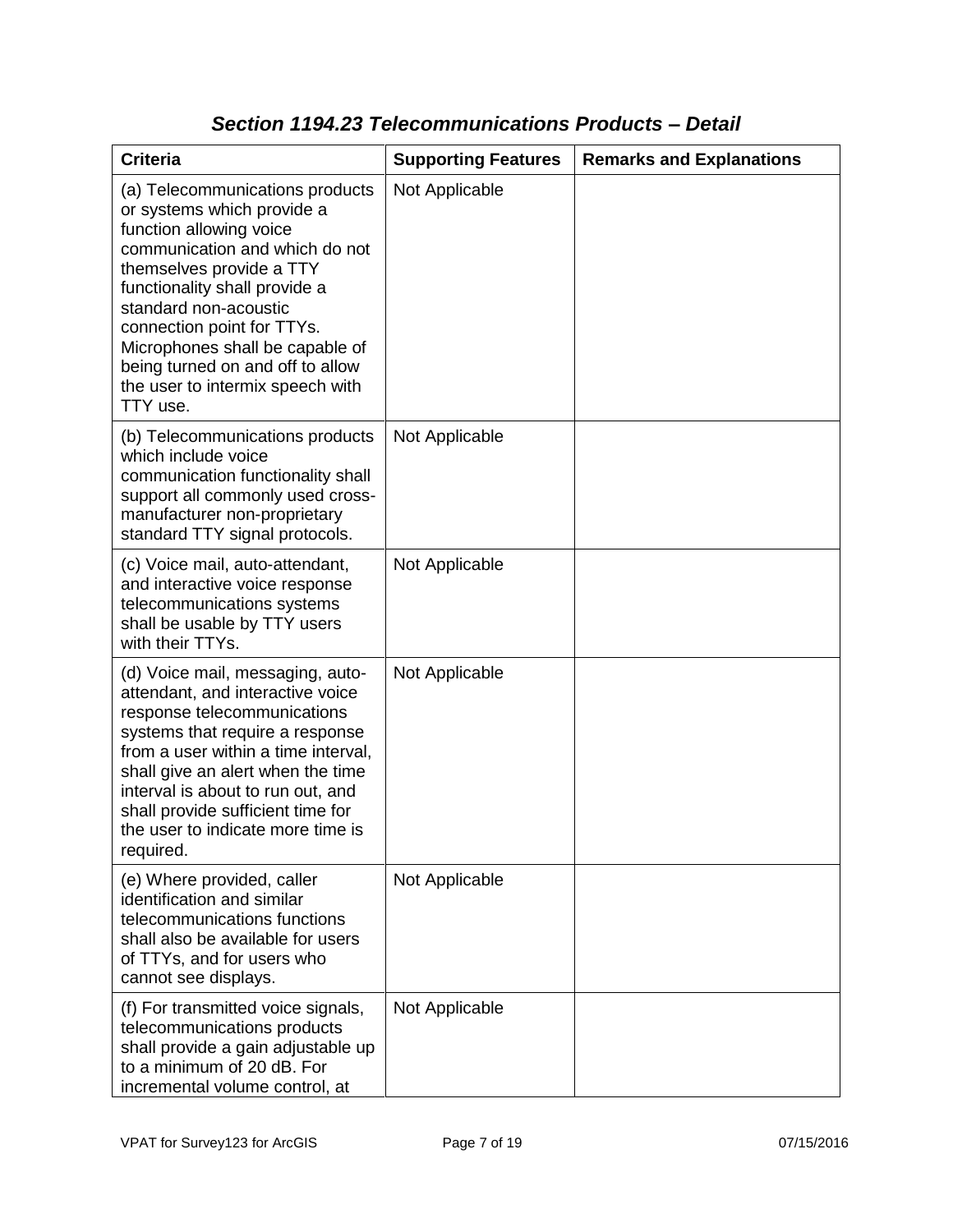## *Section 1194.23 Telecommunications Products – Detail*

| Criteria | Supporting Features | Remarks and Explanations |
| --- | --- | --- |
| (a) Telecommunications products or systems which provide a function allowing voice communication and which do not themselves provide a TTY functionality shall provide a standard non-acoustic connection point for TTYs. Microphones shall be capable of being turned on and off to allow the user to intermix speech with TTY use. | Not Applicable | |
| (b) Telecommunications products which include voice communication functionality shall support all commonly used cross-manufacturer non-proprietary standard TTY signal protocols. | Not Applicable | |
| (c) Voice mail, auto-attendant, and interactive voice response telecommunications systems shall be usable by TTY users with their TTYs. | Not Applicable | |
| (d) Voice mail, messaging, auto-attendant, and interactive voice response telecommunications systems that require a response from a user within a time interval, shall give an alert when the time interval is about to run out, and shall provide sufficient time for the user to indicate more time is required. | Not Applicable | |
| (e) Where provided, caller identification and similar telecommunications functions shall also be available for users of TTYs, and for users who cannot see displays. | Not Applicable | |
| (f) For transmitted voice signals, telecommunications products shall provide a gain adjustable up to a minimum of 20 dB. For incremental volume control, at | Not Applicable | |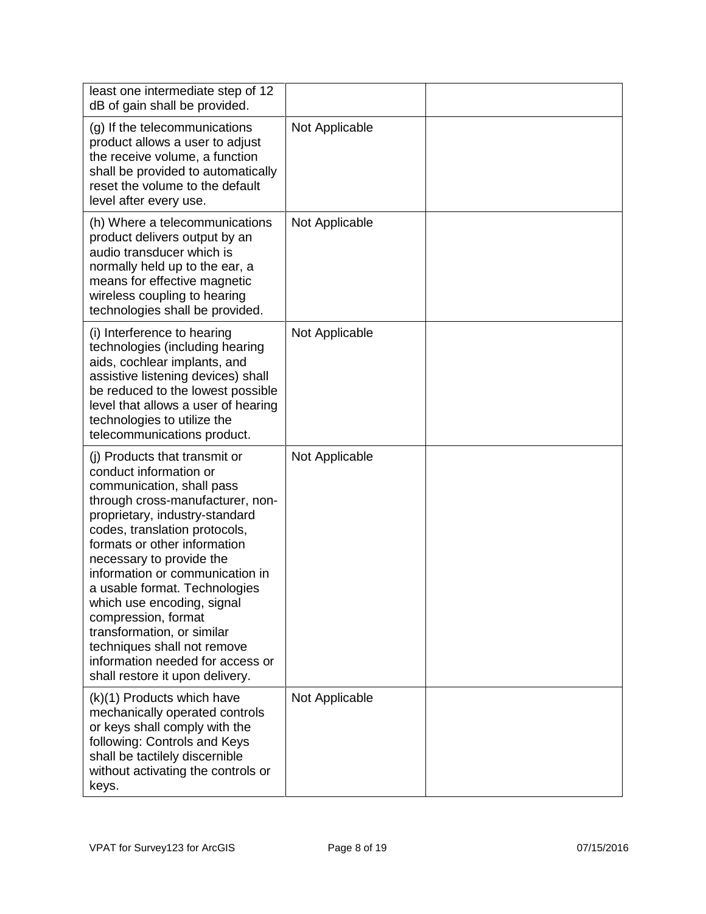| | | |
|---|---|---|
| least one intermediate step of 12 dB of gain shall be provided. | | |
| (g) If the telecommunications product allows a user to adjust the receive volume, a function shall be provided to automatically reset the volume to the default level after every use. | Not Applicable | |
| (h) Where a telecommunications product delivers output by an audio transducer which is normally held up to the ear, a means for effective magnetic wireless coupling to hearing technologies shall be provided. | Not Applicable | |
| (i) Interference to hearing technologies (including hearing aids, cochlear implants, and assistive listening devices) shall be reduced to the lowest possible level that allows a user of hearing technologies to utilize the telecommunications product. | Not Applicable | |
| (j) Products that transmit or conduct information or communication, shall pass through cross-manufacturer, non-proprietary, industry-standard codes, translation protocols, formats or other information necessary to provide the information or communication in a usable format. Technologies which use encoding, signal compression, format transformation, or similar techniques shall not remove information needed for access or shall restore it upon delivery. | Not Applicable | |
| (k)(1) Products which have mechanically operated controls or keys shall comply with the following: Controls and Keys shall be tactilely discernible without activating the controls or keys. | Not Applicable | |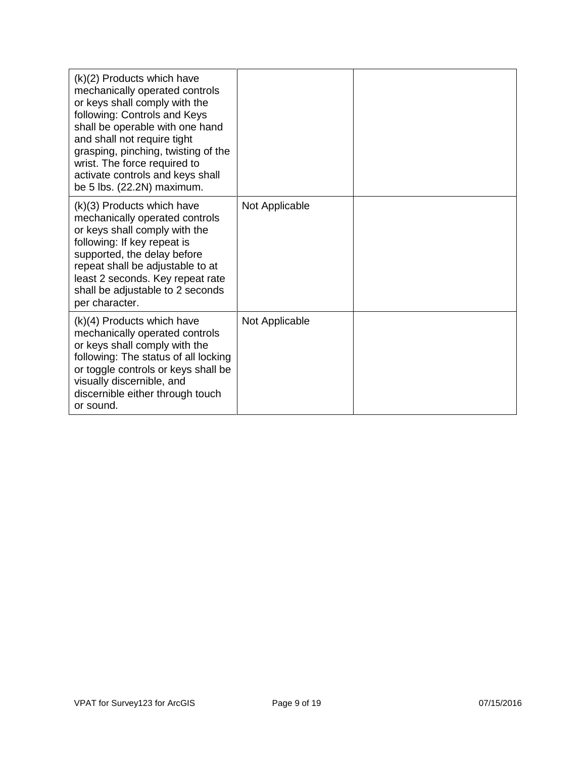| | | |
|---|---|---|
| (k)(2) Products which have mechanically operated controls or keys shall comply with the following: Controls and Keys shall be operable with one hand and shall not require tight grasping, pinching, twisting of the wrist. The force required to activate controls and keys shall be 5 lbs. (22.2N) maximum. | | |
| (k)(3) Products which have mechanically operated controls or keys shall comply with the following: If key repeat is supported, the delay before repeat shall be adjustable to at least 2 seconds. Key repeat rate shall be adjustable to 2 seconds per character. | Not Applicable | |
| (k)(4) Products which have mechanically operated controls or keys shall comply with the following: The status of all locking or toggle controls or keys shall be visually discernible, and discernible either through touch or sound. | Not Applicable | |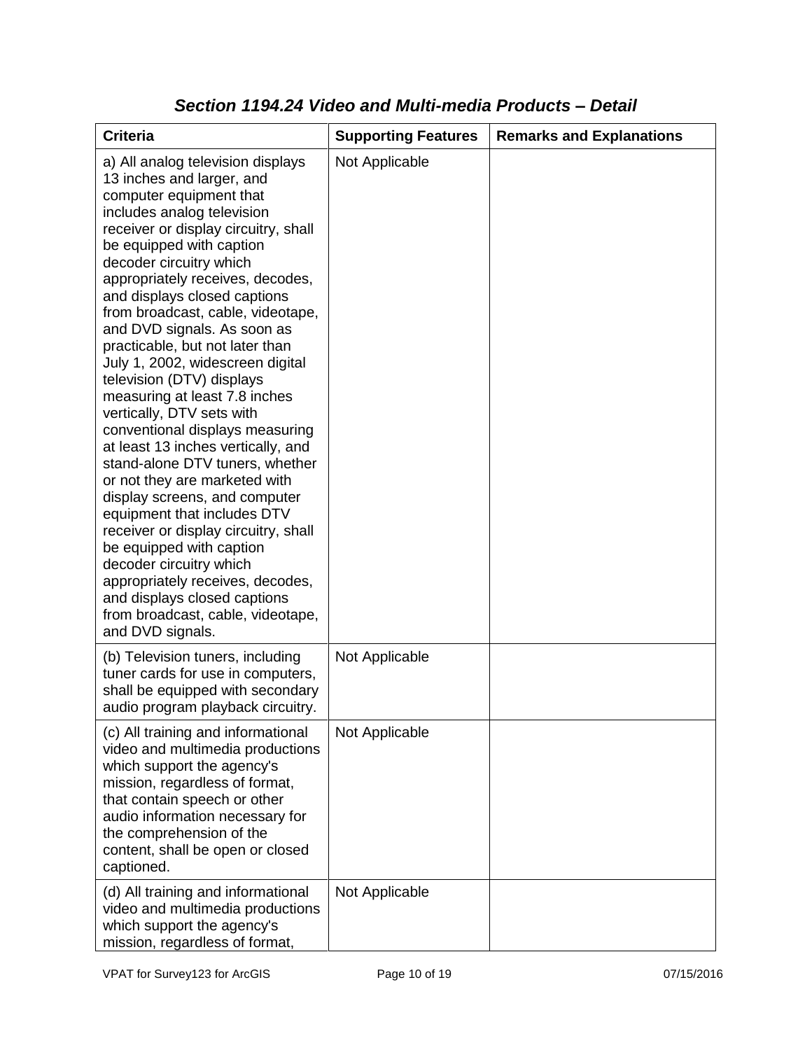### *Section 1194.24 Video and Multi-media Products – Detail*

| Criteria | Supporting Features | Remarks and Explanations |
|---|---|---|
| a) All analog television displays 13 inches and larger, and computer equipment that includes analog television receiver or display circuitry, shall be equipped with caption decoder circuitry which appropriately receives, decodes, and displays closed captions from broadcast, cable, videotape, and DVD signals. As soon as practicable, but not later than July 1, 2002, widescreen digital television (DTV) displays measuring at least 7.8 inches vertically, DTV sets with conventional displays measuring at least 13 inches vertically, and stand-alone DTV tuners, whether or not they are marketed with display screens, and computer equipment that includes DTV receiver or display circuitry, shall be equipped with caption decoder circuitry which appropriately receives, decodes, and displays closed captions from broadcast, cable, videotape, and DVD signals. | Not Applicable | |
| (b) Television tuners, including tuner cards for use in computers, shall be equipped with secondary audio program playback circuitry. | Not Applicable | |
| (c) All training and informational video and multimedia productions which support the agency's mission, regardless of format, that contain speech or other audio information necessary for the comprehension of the content, shall be open or closed captioned. | Not Applicable | |
| (d) All training and informational video and multimedia productions which support the agency's mission, regardless of format, | Not Applicable | |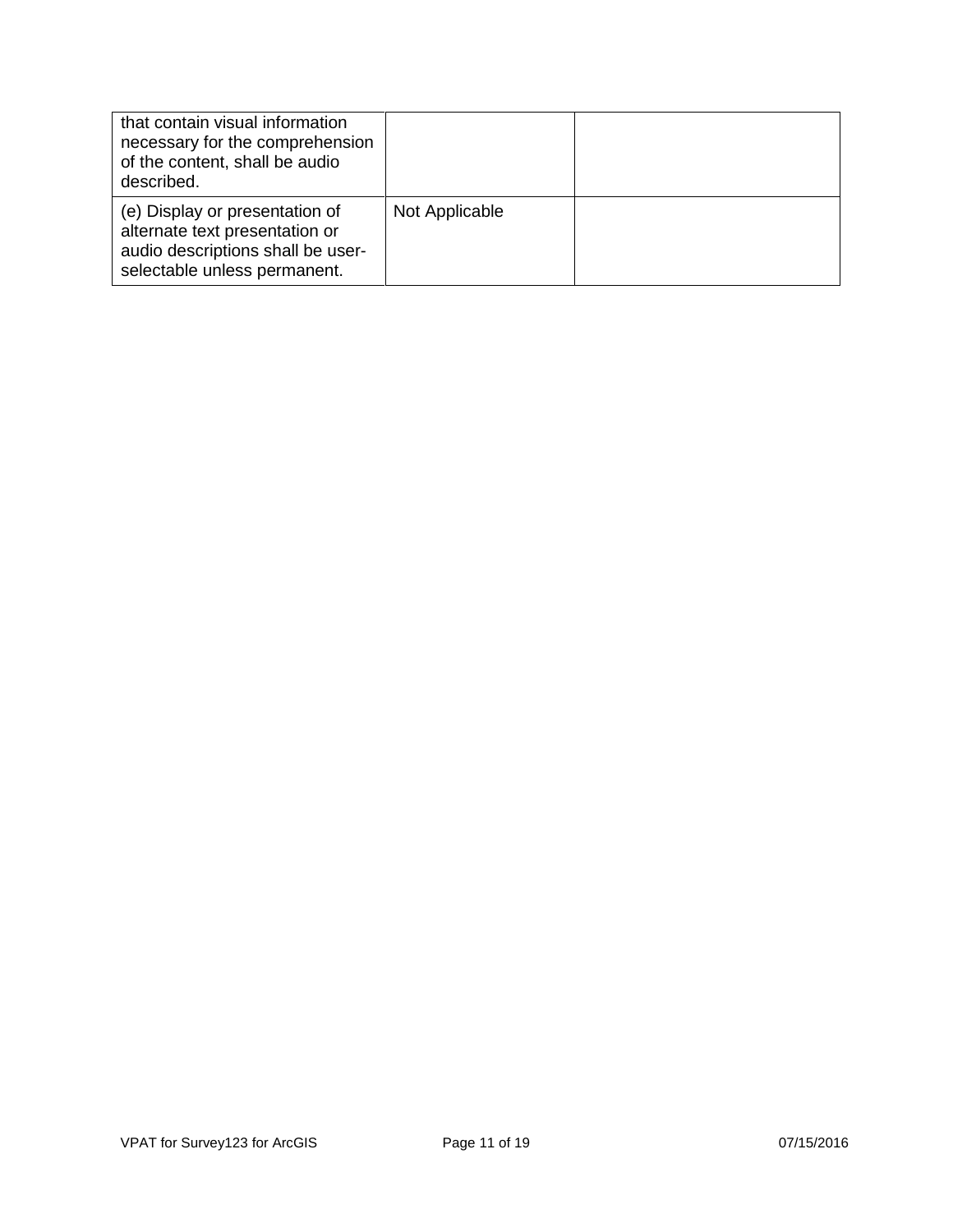| | | |
|---|---|---|
| that contain visual information necessary for the comprehension of the content, shall be audio described. | | |
| (e) Display or presentation of alternate text presentation or audio descriptions shall be user-selectable unless permanent. | Not Applicable | |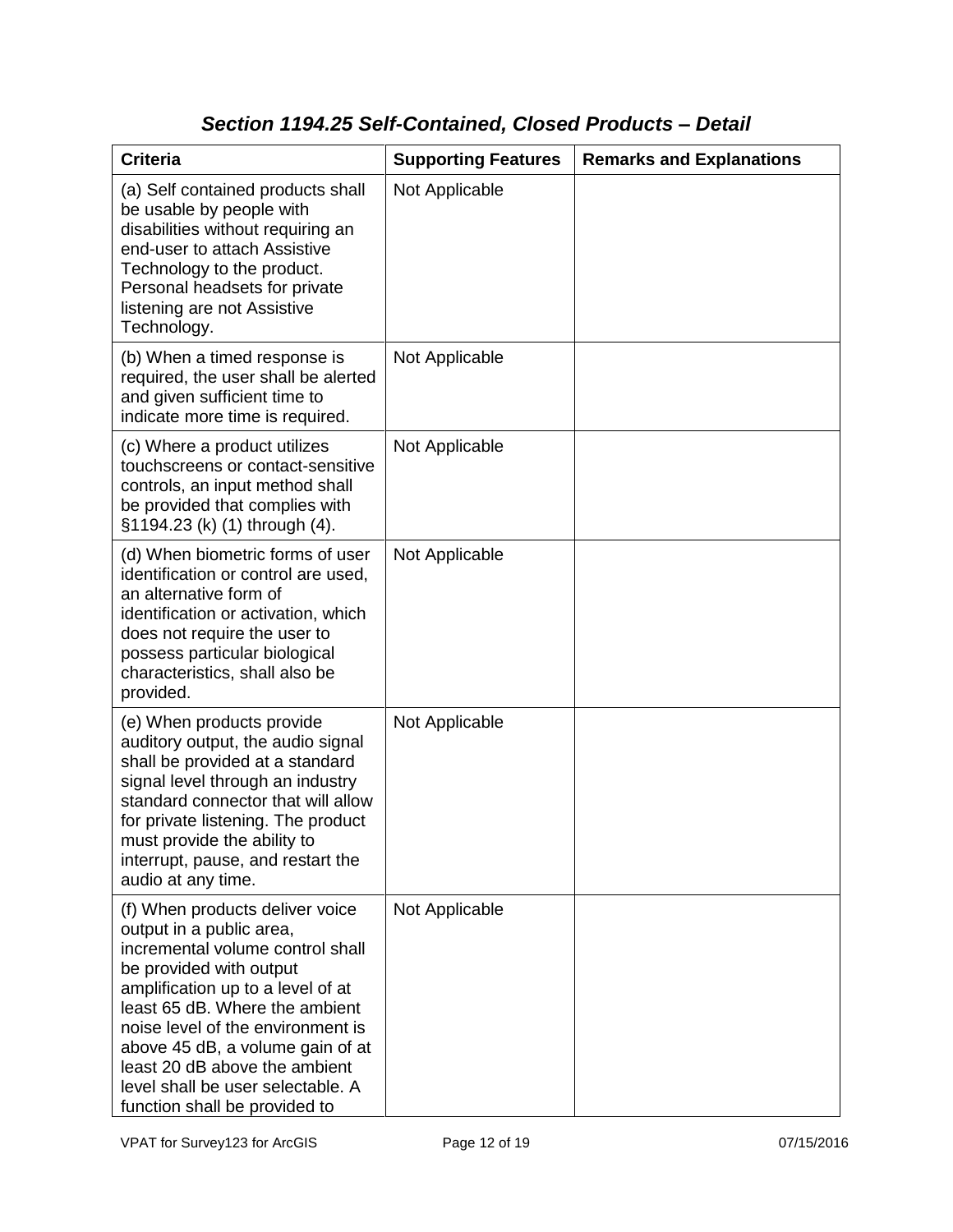## *Section 1194.25 Self-Contained, Closed Products – Detail*

| Criteria | Supporting Features | Remarks and Explanations |
|---|---|---|
| (a) Self contained products shall be usable by people with disabilities without requiring an end-user to attach Assistive Technology to the product. Personal headsets for private listening are not Assistive Technology. | Not Applicable | |
| (b) When a timed response is required, the user shall be alerted and given sufficient time to indicate more time is required. | Not Applicable | |
| (c) Where a product utilizes touchscreens or contact-sensitive controls, an input method shall be provided that complies with §1194.23 (k) (1) through (4). | Not Applicable | |
| (d) When biometric forms of user identification or control are used, an alternative form of identification or activation, which does not require the user to possess particular biological characteristics, shall also be provided. | Not Applicable | |
| (e) When products provide auditory output, the audio signal shall be provided at a standard signal level through an industry standard connector that will allow for private listening. The product must provide the ability to interrupt, pause, and restart the audio at any time. | Not Applicable | |
| (f) When products deliver voice output in a public area, incremental volume control shall be provided with output amplification up to a level of at least 65 dB. Where the ambient noise level of the environment is above 45 dB, a volume gain of at least 20 dB above the ambient level shall be user selectable. A function shall be provided to | Not Applicable | |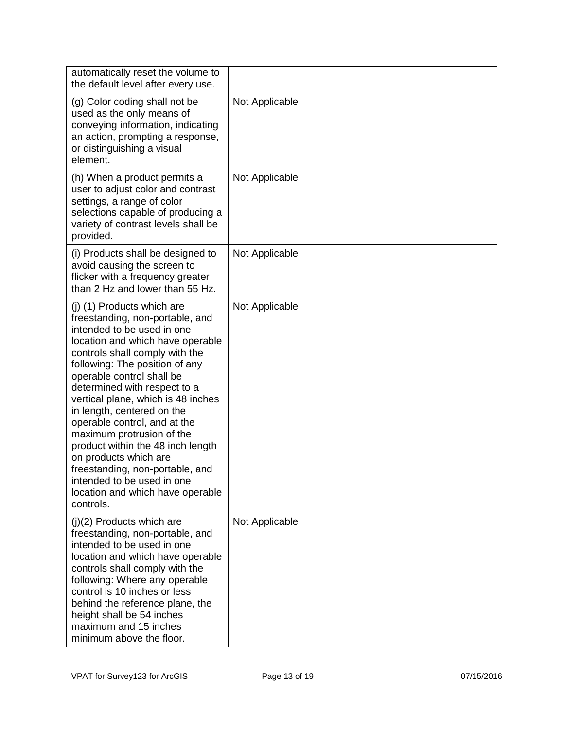| | | |
|---|---|---|
| automatically reset the volume to the default level after every use. | | |
| (g) Color coding shall not be used as the only means of conveying information, indicating an action, prompting a response, or distinguishing a visual element. | Not Applicable | |
| (h) When a product permits a user to adjust color and contrast settings, a range of color selections capable of producing a variety of contrast levels shall be provided. | Not Applicable | |
| (i) Products shall be designed to avoid causing the screen to flicker with a frequency greater than 2 Hz and lower than 55 Hz. | Not Applicable | |
| (j) (1) Products which are freestanding, non-portable, and intended to be used in one location and which have operable controls shall comply with the following: The position of any operable control shall be determined with respect to a vertical plane, which is 48 inches in length, centered on the operable control, and at the maximum protrusion of the product within the 48 inch length on products which are freestanding, non-portable, and intended to be used in one location and which have operable controls. | Not Applicable | |
| (j)(2) Products which are freestanding, non-portable, and intended to be used in one location and which have operable controls shall comply with the following: Where any operable control is 10 inches or less behind the reference plane, the height shall be 54 inches maximum and 15 inches minimum above the floor. | Not Applicable | |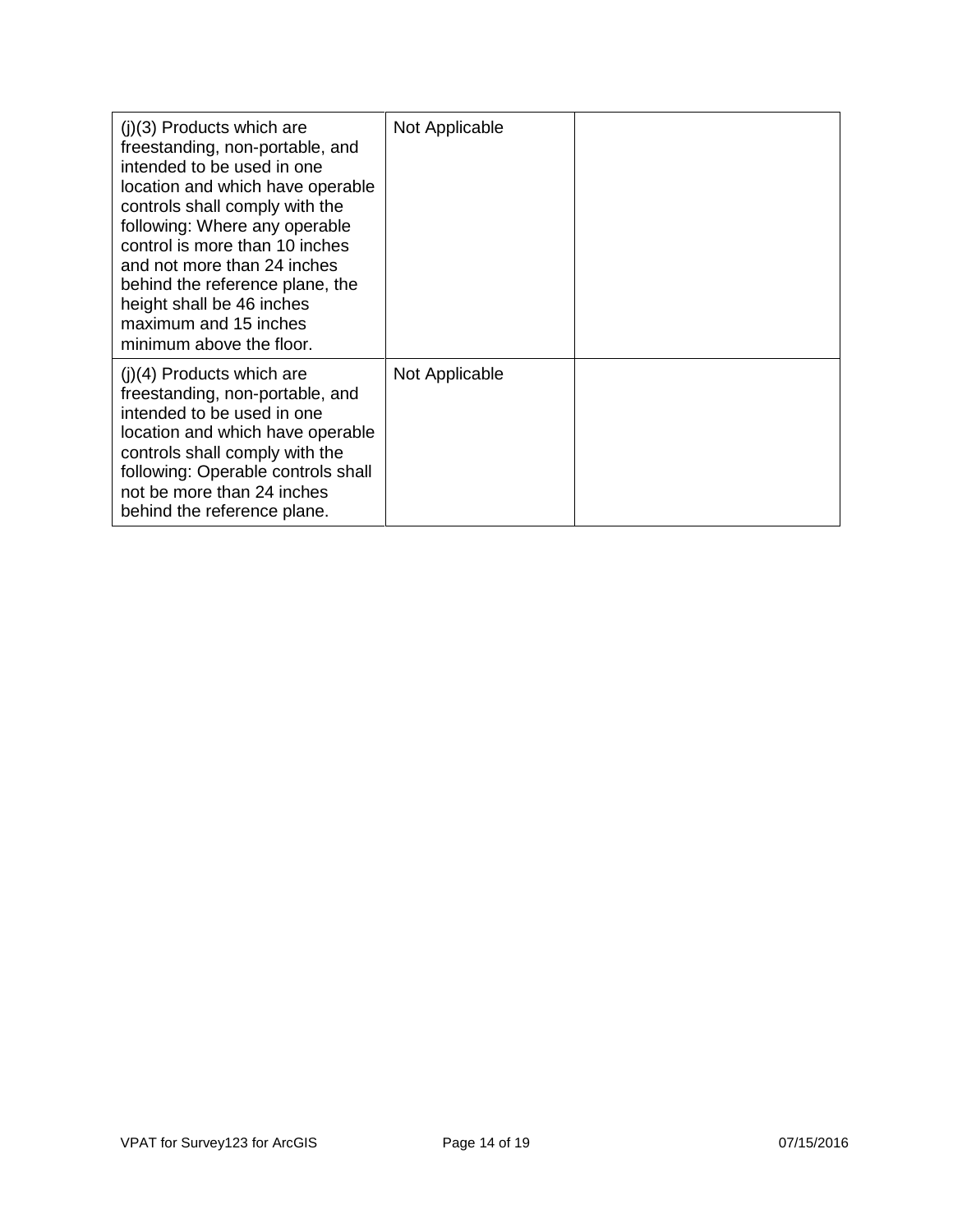| | | |
|---|---|---|
| (j)(3) Products which are freestanding, non-portable, and intended to be used in one location and which have operable controls shall comply with the following: Where any operable control is more than 10 inches and not more than 24 inches behind the reference plane, the height shall be 46 inches maximum and 15 inches minimum above the floor. | Not Applicable | |
| (j)(4) Products which are freestanding, non-portable, and intended to be used in one location and which have operable controls shall comply with the following: Operable controls shall not be more than 24 inches behind the reference plane. | Not Applicable | |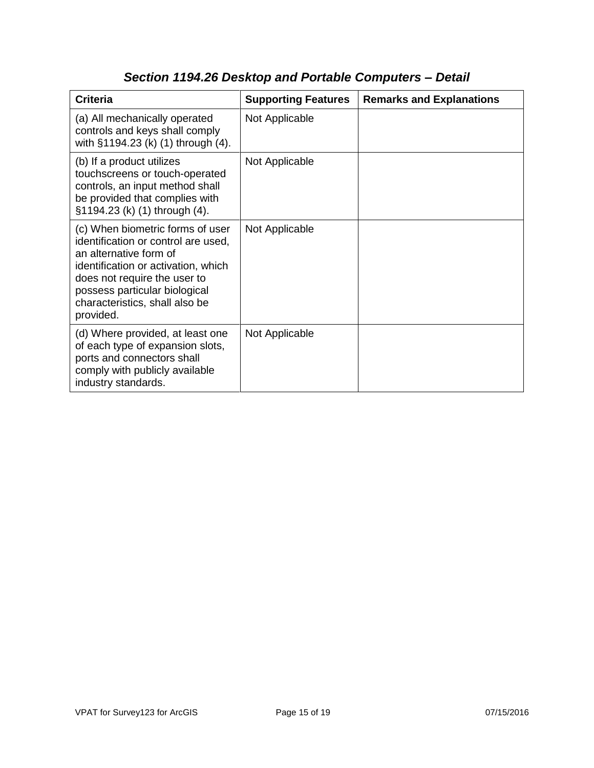## *Section 1194.26 Desktop and Portable Computers – Detail*

| Criteria | Supporting Features | Remarks and Explanations |
| --- | --- | --- |
| (a) All mechanically operated controls and keys shall comply with §1194.23 (k) (1) through (4). | Not Applicable | |
| (b) If a product utilizes touchscreens or touch-operated controls, an input method shall be provided that complies with §1194.23 (k) (1) through (4). | Not Applicable | |
| (c) When biometric forms of user identification or control are used, an alternative form of identification or activation, which does not require the user to possess particular biological characteristics, shall also be provided. | Not Applicable | |
| (d) Where provided, at least one of each type of expansion slots, ports and connectors shall comply with publicly available industry standards. | Not Applicable | |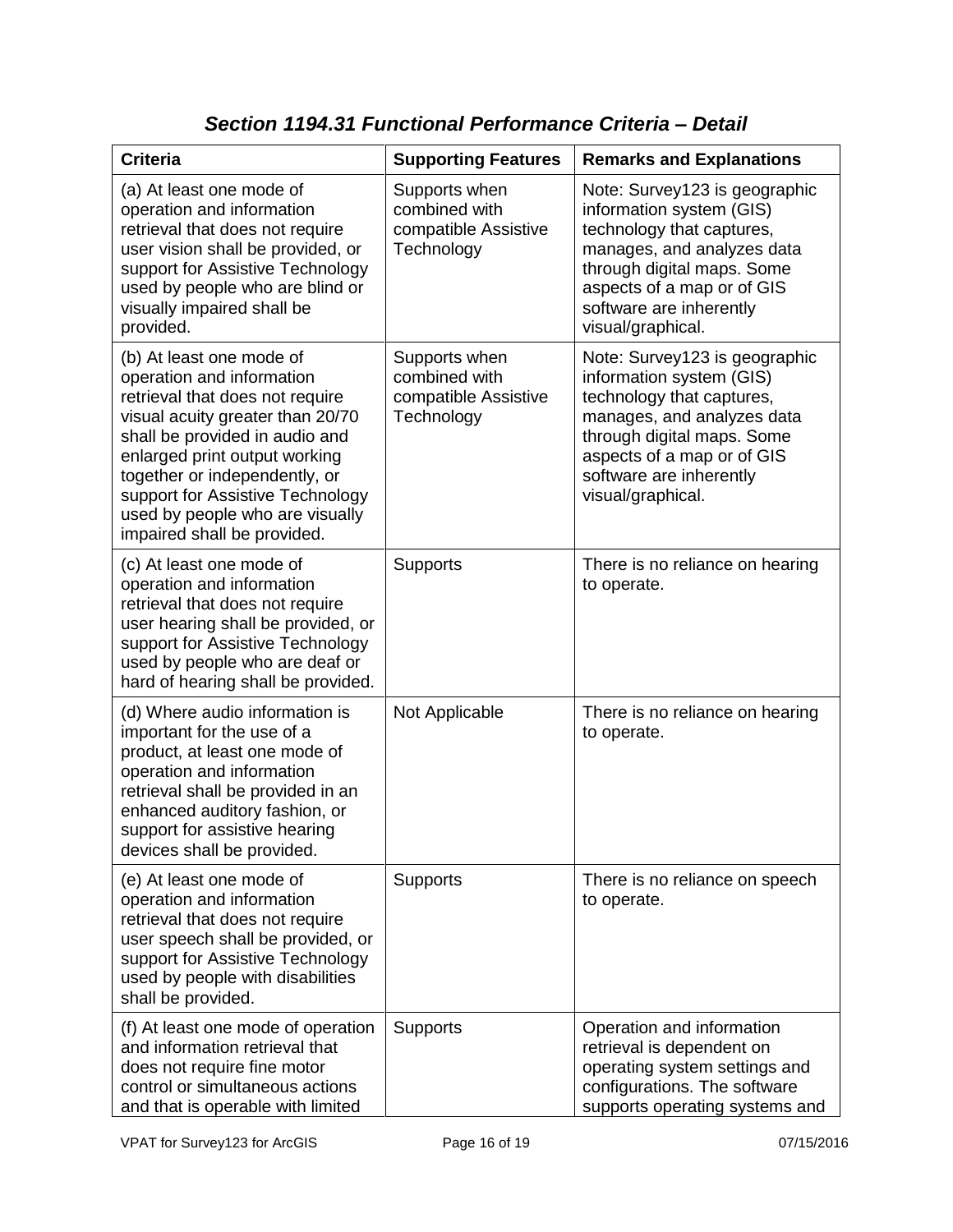### *Section 1194.31 Functional Performance Criteria – Detail*

| Criteria | Supporting Features | Remarks and Explanations |
|---|---|---|
| (a) At least one mode of operation and information retrieval that does not require user vision shall be provided, or support for Assistive Technology used by people who are blind or visually impaired shall be provided. | Supports when combined with compatible Assistive Technology | Note: Survey123 is geographic information system (GIS) technology that captures, manages, and analyzes data through digital maps. Some aspects of a map or of GIS software are inherently visual/graphical. |
| (b) At least one mode of operation and information retrieval that does not require visual acuity greater than 20/70 shall be provided in audio and enlarged print output working together or independently, or support for Assistive Technology used by people who are visually impaired shall be provided. | Supports when combined with compatible Assistive Technology | Note: Survey123 is geographic information system (GIS) technology that captures, manages, and analyzes data through digital maps. Some aspects of a map or of GIS software are inherently visual/graphical. |
| (c) At least one mode of operation and information retrieval that does not require user hearing shall be provided, or support for Assistive Technology used by people who are deaf or hard of hearing shall be provided. | Supports | There is no reliance on hearing to operate. |
| (d) Where audio information is important for the use of a product, at least one mode of operation and information retrieval shall be provided in an enhanced auditory fashion, or support for assistive hearing devices shall be provided. | Not Applicable | There is no reliance on hearing to operate. |
| (e) At least one mode of operation and information retrieval that does not require user speech shall be provided, or support for Assistive Technology used by people with disabilities shall be provided. | Supports | There is no reliance on speech to operate. |
| (f) At least one mode of operation and information retrieval that does not require fine motor control or simultaneous actions and that is operable with limited | Supports | Operation and information retrieval is dependent on operating system settings and configurations. The software supports operating systems and |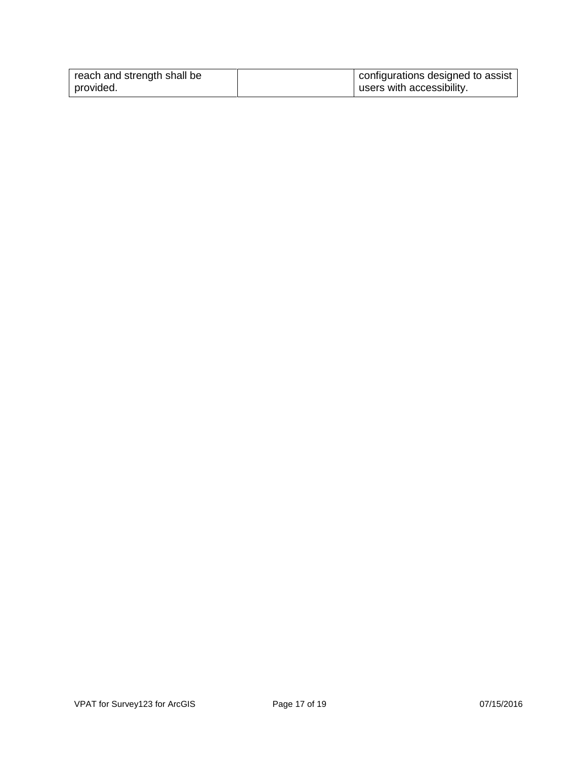| | | |
|---|---|---|
| reach and strength shall be provided. | | configurations designed to assist users with accessibility. |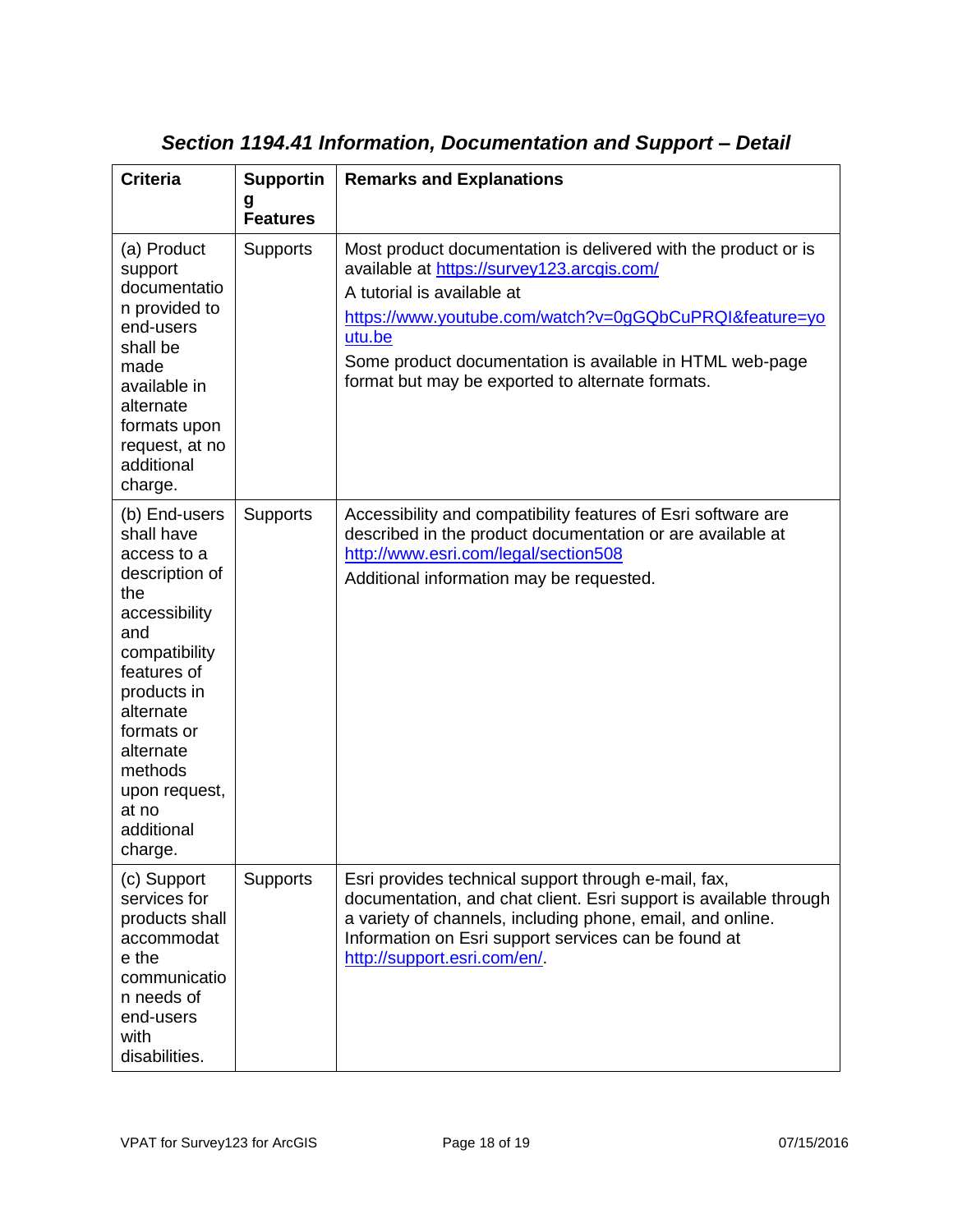## *Section 1194.41 Information, Documentation and Support – Detail*

| Criteria | Supporting Features | Remarks and Explanations |
|---|---|---|
| (a) Product support documentation provided to end-users shall be made available in alternate formats upon request, at no additional charge. | Supports | Most product documentation is delivered with the product or is available at https://survey123.arcgis.com/<br>A tutorial is available at<br>https://www.youtube.com/watch?v=0gGQbCuPRQI&feature=youtu.be<br>Some product documentation is available in HTML web-page format but may be exported to alternate formats. |
| (b) End-users shall have access to a description of the accessibility and compatibility features of products in alternate formats or alternate methods upon request, at no additional charge. | Supports | Accessibility and compatibility features of Esri software are described in the product documentation or are available at http://www.esri.com/legal/section508<br>Additional information may be requested. |
| (c) Support services for products shall accommodate the communication needs of end-users with disabilities. | Supports | Esri provides technical support through e-mail, fax, documentation, and chat client. Esri support is available through a variety of channels, including phone, email, and online. Information on Esri support services can be found at http://support.esri.com/en/. |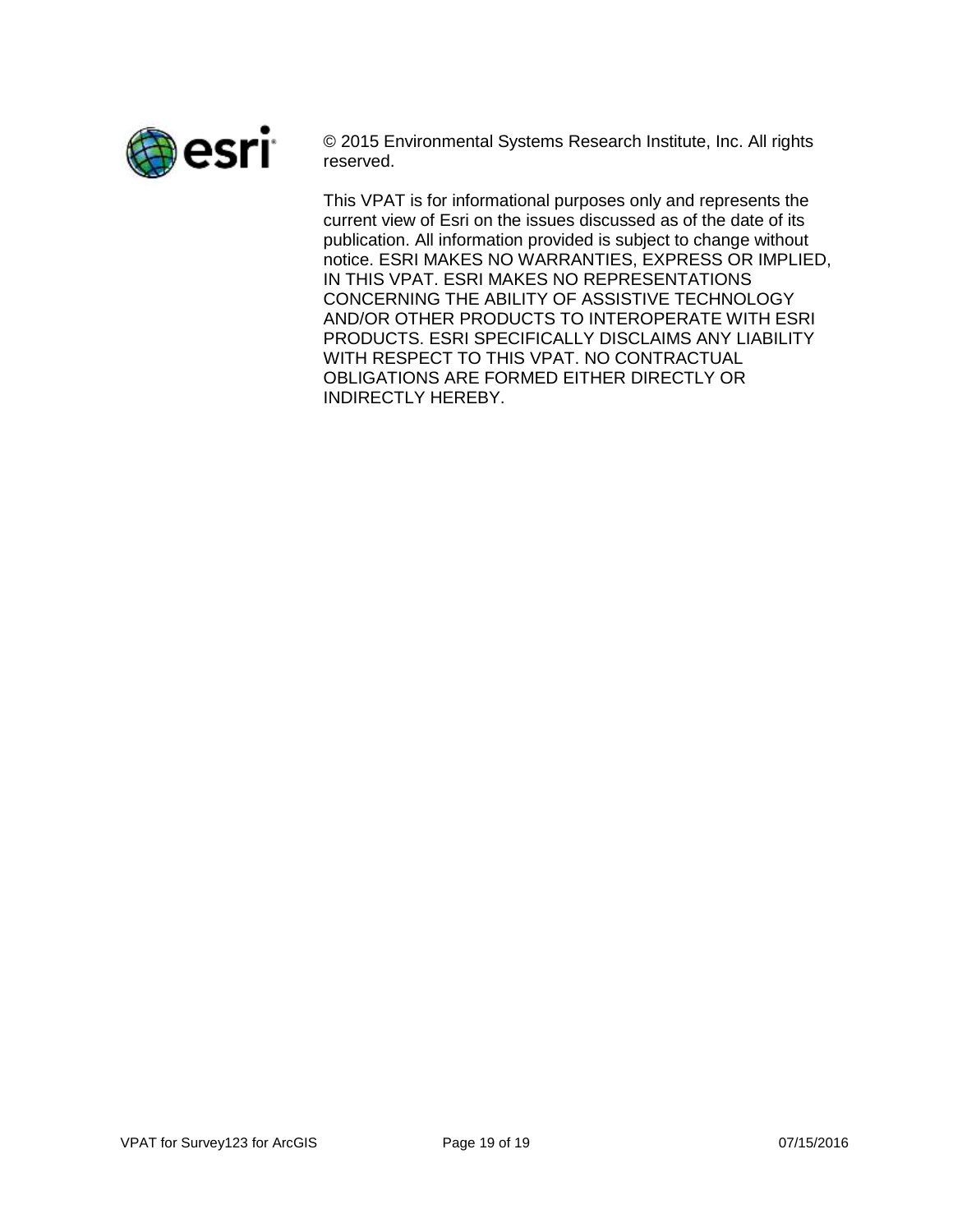© 2015 Environmental Systems Research Institute, Inc. All rights reserved.

This VPAT is for informational purposes only and represents the current view of Esri on the issues discussed as of the date of its publication. All information provided is subject to change without notice. ESRI MAKES NO WARRANTIES, EXPRESS OR IMPLIED, IN THIS VPAT. ESRI MAKES NO REPRESENTATIONS CONCERNING THE ABILITY OF ASSISTIVE TECHNOLOGY AND/OR OTHER PRODUCTS TO INTEROPERATE WITH ESRI PRODUCTS. ESRI SPECIFICALLY DISCLAIMS ANY LIABILITY WITH RESPECT TO THIS VPAT. NO CONTRACTUAL OBLIGATIONS ARE FORMED EITHER DIRECTLY OR INDIRECTLY HEREBY.